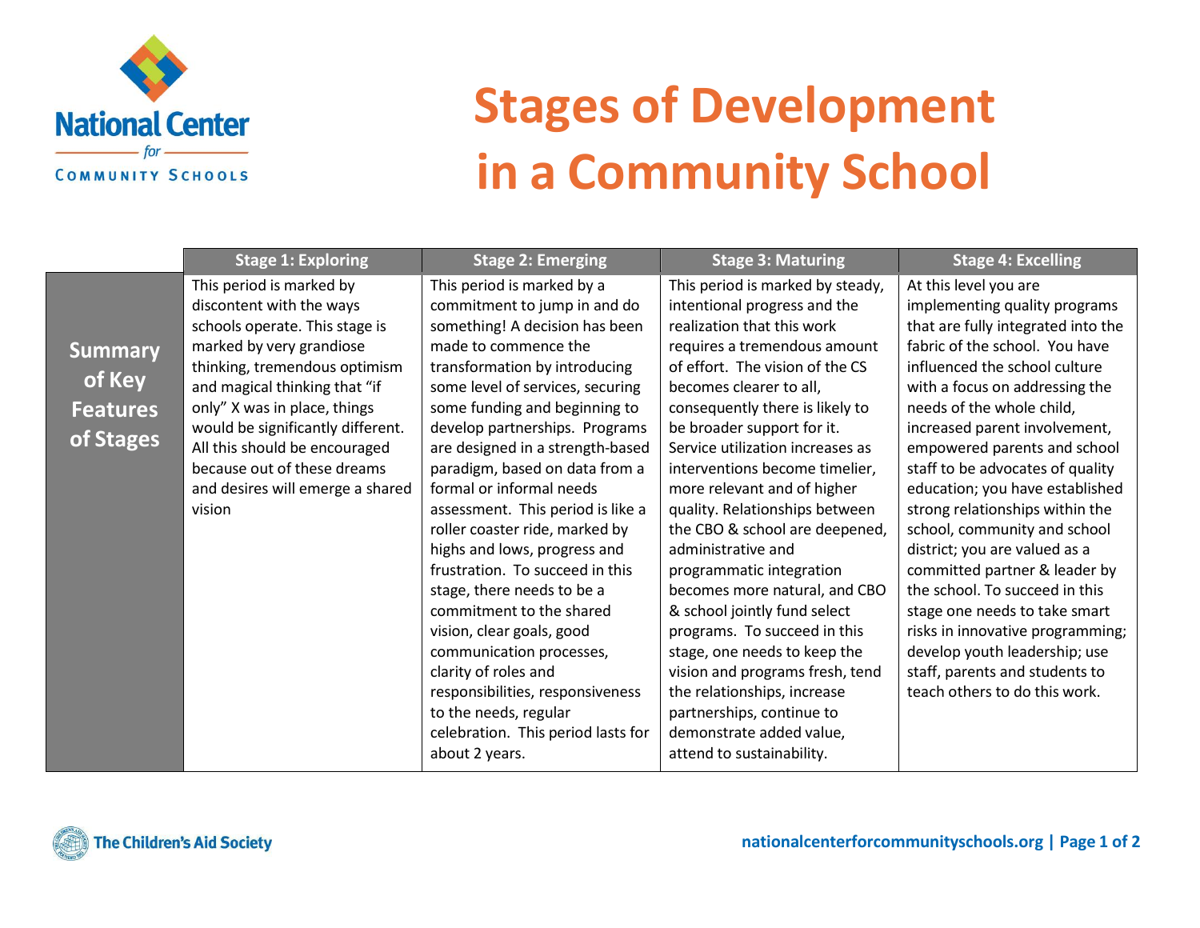National Center for Community Schools

# Stages of Development in a Community School

| | Stage 1: Exploring | Stage 2: Emerging | Stage 3: Maturing | Stage 4: Excelling |
|---|---|---|---|---|
| **Summary of Key Features of Stages** | This period is marked by discontent with the ways schools operate. This stage is marked by very grandiose thinking, tremendous optimism and magical thinking that "if only" X was in place, things would be significantly different. All this should be encouraged because out of these dreams and desires will emerge a shared vision | This period is marked by a commitment to jump in and do something! A decision has been made to commence the transformation by introducing some level of services, securing some funding and beginning to develop partnerships. Programs are designed in a strength-based paradigm, based on data from a formal or informal needs assessment. This period is like a roller coaster ride, marked by highs and lows, progress and frustration. To succeed in this stage, there needs to be a commitment to the shared vision, clear goals, good communication processes, clarity of roles and responsibilities, responsiveness to the needs, regular celebration. This period lasts for about 2 years. | This period is marked by steady, intentional progress and the realization that this work requires a tremendous amount of effort. The vision of the CS becomes clearer to all, consequently there is likely to be broader support for it. Service utilization increases as interventions become timelier, more relevant and of higher quality. Relationships between the CBO & school are deepened, administrative and programmatic integration becomes more natural, and CBO & school jointly fund select programs. To succeed in this stage, one needs to keep the vision and programs fresh, tend the relationships, increase partnerships, continue to demonstrate added value, attend to sustainability. | At this level you are implementing quality programs that are fully integrated into the fabric of the school. You have influenced the school culture with a focus on addressing the needs of the whole child, increased parent involvement, empowered parents and school staff to be advocates of quality education; you have established strong relationships within the school, community and school district; you are valued as a committed partner & leader by the school. To succeed in this stage one needs to take smart risks in innovative programming; develop youth leadership; use staff, parents and students to teach others to do this work. |

The Children's Aid Society

nationalcenterforcommunityschools.org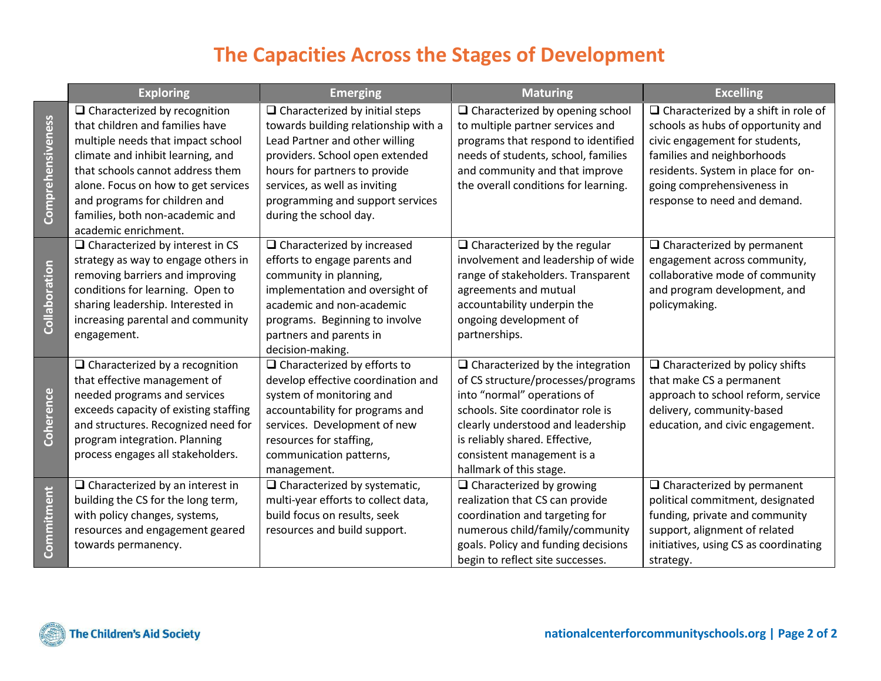# The Capacities Across the Stages of Development

| | Exploring | Emerging | Maturing | Excelling |
|---|---|---|---|---|
| **Comprehensiveness** | ❑ Characterized by recognition that children and families have multiple needs that impact school climate and inhibit learning, and that schools cannot address them alone. Focus on how to get services and programs for children and families, both non-academic and academic enrichment. | ❑ Characterized by initial steps towards building relationship with a Lead Partner and other willing providers. School open extended hours for partners to provide services, as well as inviting programming and support services during the school day. | ❑ Characterized by opening school to multiple partner services and programs that respond to identified needs of students, school, families and community and that improve the overall conditions for learning. | ❑ Characterized by a shift in role of schools as hubs of opportunity and civic engagement for students, families and neighborhoods residents. System in place for on-going comprehensiveness in response to need and demand. |
| **Collaboration** | ❑ Characterized by interest in CS strategy as way to engage others in removing barriers and improving conditions for learning. Open to sharing leadership. Interested in increasing parental and community engagement. | ❑ Characterized by increased efforts to engage parents and community in planning, implementation and oversight of academic and non-academic programs. Beginning to involve partners and parents in decision-making. | ❑ Characterized by the regular involvement and leadership of wide range of stakeholders. Transparent agreements and mutual accountability underpin the ongoing development of partnerships. | ❑ Characterized by permanent engagement across community, collaborative mode of community and program development, and policymaking. |
| **Coherence** | ❑ Characterized by a recognition that effective management of needed programs and services exceeds capacity of existing staffing and structures. Recognized need for program integration. Planning process engages all stakeholders. | ❑ Characterized by efforts to develop effective coordination and system of monitoring and accountability for programs and services. Development of new resources for staffing, communication patterns, management. | ❑ Characterized by the integration of CS structure/processes/programs into "normal" operations of schools. Site coordinator role is clearly understood and leadership is reliably shared. Effective, consistent management is a hallmark of this stage. | ❑ Characterized by policy shifts that make CS a permanent approach to school reform, service delivery, community-based education, and civic engagement. |
| **Commitment** | ❑ Characterized by an interest in building the CS for the long term, with policy changes, systems, resources and engagement geared towards permanency. | ❑ Characterized by systematic, multi-year efforts to collect data, build focus on results, seek resources and build support. | ❑ Characterized by growing realization that CS can provide coordination and targeting for numerous child/family/community goals. Policy and funding decisions begin to reflect site successes. | ❑ Characterized by permanent political commitment, designated funding, private and community support, alignment of related initiatives, using CS as coordinating strategy. |

The Children's Aid Society

nationalcenterforcommunityschools.org